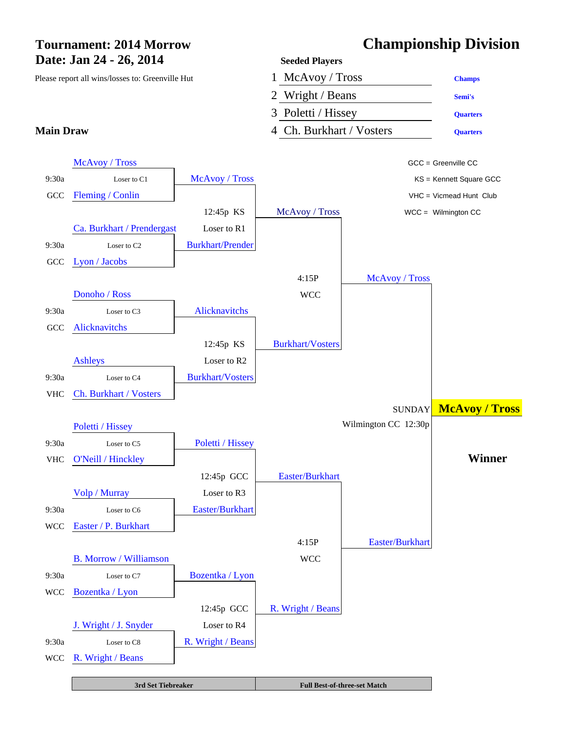# Tournament: 2014 Morrow
## Date: Jan 24 - 26, 2014

Please report all wins/losses to: Greenville Hut

# Championship Division

**Seeded Players**

| Seed | Team | |
|---|---|---|
| 1 | McAvoy / Tross | **Champs** |
| 2 | Wright / Beans | **Semi's** |
| 3 | Poletti / Hissey | **Quarters** |
| 4 | Ch. Burkhart / Vosters | **Quarters** |

GCC = Greenville CC
KS = Kennett Square GCC
VHC = Vicmead Hunt Club
WCC = Wilmington CC

## Main Draw

| Time / Site | First Round (Loser to Consolation) | Quarterfinals | Semifinals | Final |
|---|---|---|---|---|
| 9:30a GCC | McAvoy / Tross vs. Fleming / Conlin (Loser to C1) | McAvoy / Tross | | |
| 9:30a GCC | Ca. Burkhart / Prendergast vs. Lyon / Jacobs (Loser to C2) | Burkhart/Prender | | |
| 12:45p KS | McAvoy / Tross vs. Burkhart/Prender (Loser to R1) | | McAvoy / Tross | |
| 9:30a GCC | Donoho / Ross vs. Alicknavitchs (Loser to C3) | Alicknavitchs | | |
| 9:30a VHC | Ashleys vs. Ch. Burkhart / Vosters (Loser to C4) | Burkhart/Vosters | | |
| 12:45p KS | Alicknavitchs vs. Burkhart/Vosters (Loser to R2) | | Burkhart/Vosters | |
| 4:15P WCC | McAvoy / Tross vs. Burkhart/Vosters | | | McAvoy / Tross |
| 9:30a VHC | Poletti / Hissey vs. O'Neill / Hinckley (Loser to C5) | Poletti / Hissey | | |
| 9:30a WCC | Volp / Murray vs. Easter / P. Burkhart (Loser to C6) | Easter/Burkhart | | |
| 12:45p GCC | Poletti / Hissey vs. Easter/Burkhart (Loser to R3) | | Easter/Burkhart | |
| 9:30a WCC | B. Morrow / Williamson vs. Bozentka / Lyon (Loser to C7) | Bozentka / Lyon | | |
| 9:30a WCC | J. Wright / J. Snyder vs. R. Wright / Beans (Loser to C8) | R. Wright / Beans | | |
| 12:45p GCC | Bozentka / Lyon vs. R. Wright / Beans (Loser to R4) | | R. Wright / Beans | |
| 4:15P WCC | Easter/Burkhart vs. R. Wright / Beans | | | Easter/Burkhart |

SUNDAY, Wilmington CC 12:30p

**McAvoy / Tross**

**Winner**

| 3rd Set Tiebreaker | Full Best-of-three-set Match |
|---|---|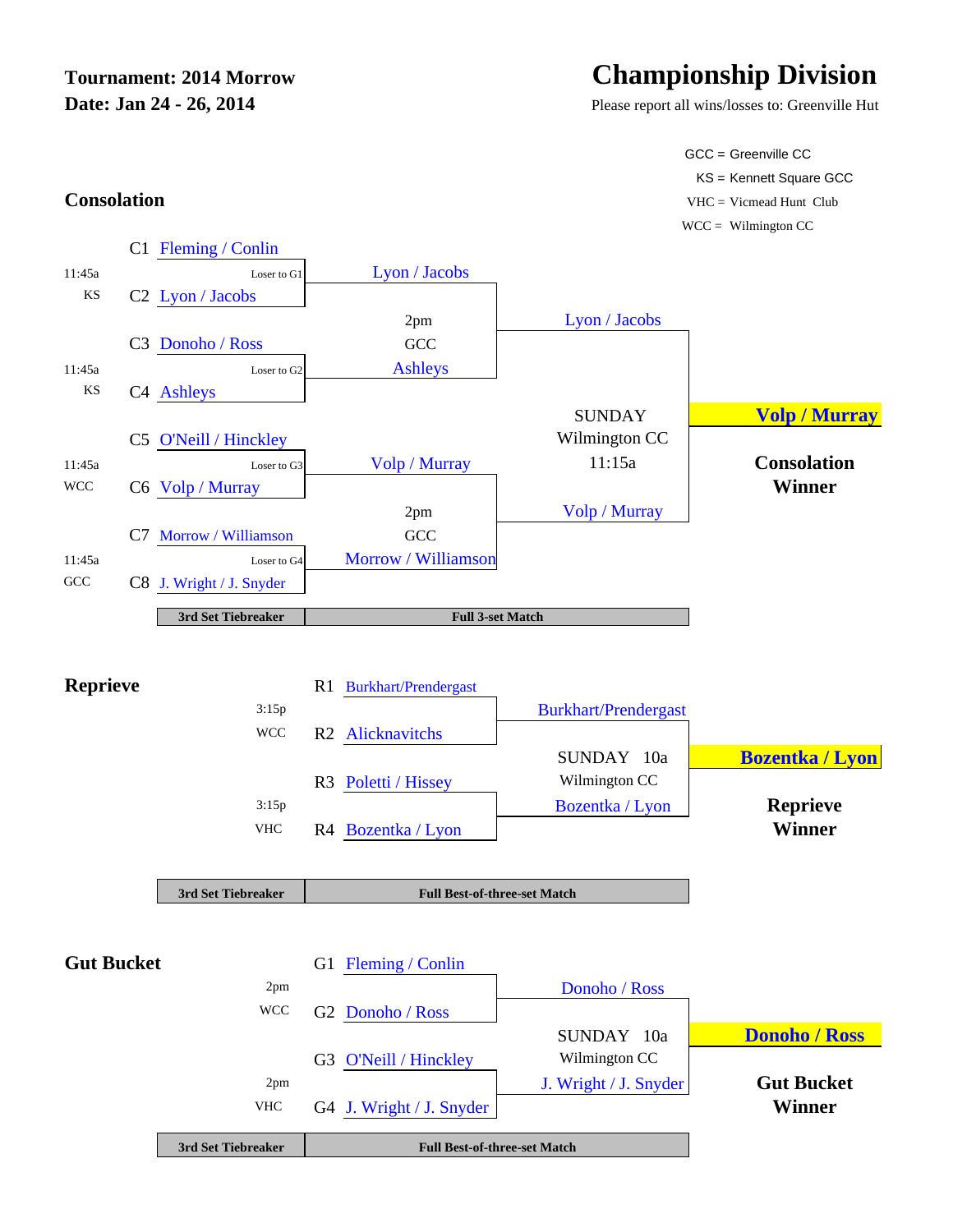**Tournament: 2014 Morrow**
**Date: Jan 24 - 26, 2014**

# Championship Division

Please report all wins/losses to: Greenville Hut

GCC = Greenville CC
KS = Kennett Square GCC
VHC = Vicmead Hunt Club
WCC = Wilmington CC

## Consolation

| Time / Site | Slot | Team | Round 2 | Final | Winner |
|---|---|---|---|---|---|
| | C1 | Fleming / Conlin | | | |
| 11:45a KS | C2 | Lyon / Jacobs (Loser to G1) | Lyon / Jacobs | | |
| | | | 2pm GCC | Lyon / Jacobs | |
| | C3 | Donoho / Ross | | | |
| 11:45a KS | C4 | Ashleys (Loser to G2) | Ashleys | | |
| | | | | SUNDAY Wilmington CC 11:15a | **Volp / Murray** |
| | C5 | O'Neill / Hinckley | | | |
| 11:45a WCC | C6 | Volp / Murray (Loser to G3) | Volp / Murray | | |
| | | | 2pm GCC | Volp / Murray | |
| | C7 | Morrow / Williamson | | | |
| 11:45a GCC | C8 | J. Wright / J. Snyder (Loser to G4) | Morrow / Williamson | | |

**Consolation Winner:** Volp / Murray

| 3rd Set Tiebreaker | Full 3-set Match |
|---|---|

## Reprieve

| Time / Site | Slot | Team | Final | Winner |
|---|---|---|---|---|
| | R1 | Burkhart/Prendergast | | |
| 3:15p WCC | R2 | Alicknavitchs | Burkhart/Prendergast | |
| | | | SUNDAY 10a Wilmington CC | **Bozentka / Lyon** |
| | R3 | Poletti / Hissey | | |
| 3:15p VHC | R4 | Bozentka / Lyon | Bozentka / Lyon | |

**Reprieve Winner:** Bozentka / Lyon

| 3rd Set Tiebreaker | Full Best-of-three-set Match |
|---|---|

## Gut Bucket

| Time / Site | Slot | Team | Final | Winner |
|---|---|---|---|---|
| | G1 | Fleming / Conlin | | |
| 2pm WCC | G2 | Donoho / Ross | Donoho / Ross | |
| | | | SUNDAY 10a Wilmington CC | **Donoho / Ross** |
| | G3 | O'Neill / Hinckley | | |
| 2pm VHC | G4 | J. Wright / J. Snyder | J. Wright / J. Snyder | |

**Gut Bucket Winner:** Donoho / Ross

| 3rd Set Tiebreaker | Full Best-of-three-set Match |
|---|---|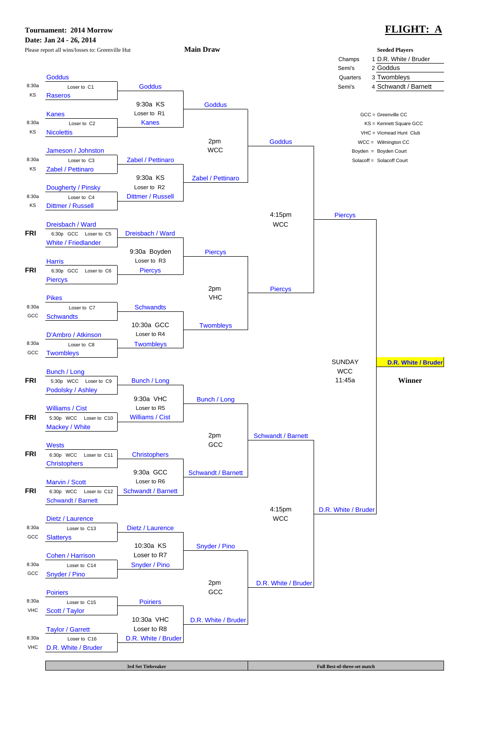**Tournament: 2014 Morrow**
**Date: Jan 24 - 26, 2014**

Please report all wins/losses to: Greenville Hut

# FLIGHT: A

## Main Draw

**Seeded Players**

| | Seed | Players |
|---|---|---|
| Champs | 1 | D.R. White / Bruder |
| Semi's | 2 | Goddus |
| Quarters | 3 | Twombleys |
| Semi's | 4 | Schwandt / Barnett |

GCC = Greenville CC
KS = Kennett Square GCC
VHC = Vicmead Hunt Club
WCC = Wilmington CC
Boyden = Boyden Court
Solacoff = Solacoff Court

### First Round

| Time / Site | Match | Loser to | Winner |
|---|---|---|---|
| 8:30a KS | Goddus vs. Raseros | C1 | Goddus |
| 8:30a KS | Kanes vs. Nicolettis | C2 | Kanes |
| 8:30a KS | Jameson / Johnston vs. Zabel / Pettinaro | C3 | Zabel / Pettinaro |
| 8:30a KS | Dougherty / Pinsky vs. Dittmer / Russell | C4 | Dittmer / Russell |
| FRI 6:30p GCC | Dreisbach / Ward vs. White / Friedlander | C5 | Dreisbach / Ward |
| FRI 6:30p GCC | Harris vs. Piercys | C6 | Piercys |
| 8:30a GCC | Pikes vs. Schwandts | C7 | Schwandts |
| 8:30a GCC | D'Ambro / Atkinson vs. Twombleys | C8 | Twombleys |
| FRI 5:30p WCC | Bunch / Long vs. Podolsky / Ashley | C9 | Bunch / Long |
| FRI 5:30p WCC | Williams / Cist vs. Mackey / White | C10 | Williams / Cist |
| FRI 6:30p WCC | Wests vs. Christophers | C11 | Christophers |
| FRI 6:30p WCC | Marvin / Scott vs. Schwandt / Barnett | C12 | Schwandt / Barnett |
| 8:30a GCC | Dietz / Laurence vs. Slatterys | C13 | Dietz / Laurence |
| 8:30a GCC | Cohen / Harrison vs. Snyder / Pino | C14 | Snyder / Pino |
| 8:30a VHC | Poiriers vs. Scott / Taylor | C15 | Poiriers |
| 8:30a VHC | Taylor / Garrett vs. D.R. White / Bruder | C16 | D.R. White / Bruder |

### Second Round

| Time / Site | Match | Loser to | Winner |
|---|---|---|---|
| 9:30a KS | Goddus vs. Kanes | R1 | Goddus |
| 9:30a KS | Zabel / Pettinaro vs. Dittmer / Russell | R2 | Zabel / Pettinaro |
| 9:30a Boyden | Dreisbach / Ward vs. Piercys | R3 | Piercys |
| 10:30a GCC | Schwandts vs. Twombleys | R4 | Twombleys |
| 9:30a VHC | Bunch / Long vs. Williams / Cist | R5 | Bunch / Long |
| 9:30a GCC | Christophers vs. Schwandt / Barnett | R6 | Schwandt / Barnett |
| 10:30a KS | Dietz / Laurence vs. Snyder / Pino | R7 | Snyder / Pino |
| 10:30a VHC | Poiriers vs. D.R. White / Bruder | R8 | D.R. White / Bruder |

### Quarterfinals

| Time / Site | Match | Winner |
|---|---|---|
| 2pm WCC | Goddus vs. Zabel / Pettinaro | Goddus |
| 2pm VHC | Piercys vs. Twombleys | Piercys |
| 2pm GCC | Bunch / Long vs. Schwandt / Barnett | Schwandt / Barnett |
| 2pm GCC | Snyder / Pino vs. D.R. White / Bruder | D.R. White / Bruder |

### Semifinals

| Time / Site | Match | Winner |
|---|---|---|
| 4:15pm WCC | Goddus vs. Piercys | Piercys |
| 4:15pm WCC | Schwandt / Barnett vs. D.R. White / Bruder | D.R. White / Bruder |

### Final

SUNDAY WCC 11:45a — Piercys vs. D.R. White / Bruder

**Winner: D.R. White / Bruder**

| 3rd Set Tiebreaker | Full Best-of-three-set match |
|---|---|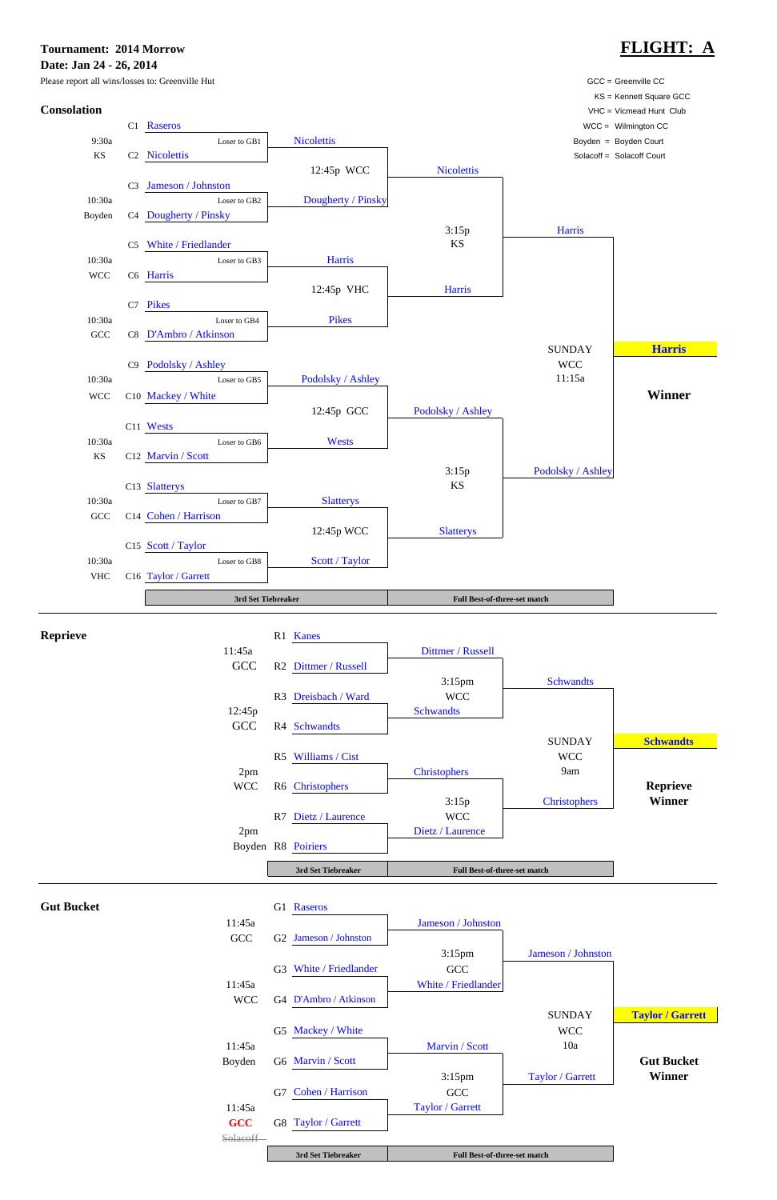**Tournament: 2014 Morrow**

**Date: Jan 24 - 26, 2014**

Please report all wins/losses to: Greenville Hut

# FLIGHT: A

GCC = Greenville CC
KS = Kennett Square GCC
VHC = Vicmead Hunt Club
WCC = Wilmington CC
Boyden = Boyden Court
Solacoff = Solacoff Court

## Consolation

| Time/Site | Slot | Team | Feed | Round 2 | Time/Site | Semifinal | Time/Site | Final |
|---|---|---|---|---|---|---|---|---|
| 9:30a KS | C1 | Raseros | Loser to GB1 | Nicolettis | 12:45p WCC | Nicolettis | 3:15p KS | Harris |
| | C2 | Nicolettis | | | | | | |
| 10:30a Boyden | C3 | Jameson / Johnston | Loser to GB2 | Dougherty / Pinsky | | | | |
| | C4 | Dougherty / Pinsky | | | | | | |
| 10:30a WCC | C5 | White / Friedlander | Loser to GB3 | Harris | 12:45p VHC | Harris | | |
| | C6 | Harris | | | | | | |
| 10:30a GCC | C7 | Pikes | Loser to GB4 | Pikes | | | | |
| | C8 | D'Ambro / Atkinson | | | | | | |
| 10:30a WCC | C9 | Podolsky / Ashley | Loser to GB5 | Podolsky / Ashley | 12:45p GCC | Podolsky / Ashley | 3:15p KS | Podolsky / Ashley |
| | C10 | Mackey / White | | | | | | |
| 10:30a KS | C11 | Wests | Loser to GB6 | Wests | | | | |
| | C12 | Marvin / Scott | | | | | | |
| 10:30a GCC | C13 | Slatterys | Loser to GB7 | Slatterys | 12:45p WCC | Slatterys | | |
| | C14 | Cohen / Harrison | | | | | | |
| 10:30a VHC | C15 | Scott / Taylor | Loser to GB8 | Scott / Taylor | | | | |
| | C16 | Taylor / Garrett | | | | | | |

SUNDAY WCC 11:15a — **Harris** — **Winner**

3rd Set Tiebreaker | Full Best-of-three-set match

## Reprieve

| Time/Site | Slot | Team | Semifinal | Time/Site | Final |
|---|---|---|---|---|---|
| 11:45a GCC | R1 | Kanes | Dittmer / Russell | 3:15pm WCC | Schwandts |
| | R2 | Dittmer / Russell | | | |
| 12:45p GCC | R3 | Dreisbach / Ward | Schwandts | | |
| | R4 | Schwandts | | | |
| 2pm WCC | R5 | Williams / Cist | Christophers | 3:15p WCC | Christophers |
| | R6 | Christophers | | | |
| 2pm Boyden | R7 | Dietz / Laurence | Dietz / Laurence | | |
| | R8 | Poiriers | | | |

SUNDAY WCC 9am — **Schwandts** — **Reprieve Winner**

3rd Set Tiebreaker | Full Best-of-three-set match

## Gut Bucket

| Time/Site | Slot | Team | Semifinal | Time/Site | Final |
|---|---|---|---|---|---|
| 11:45a GCC | G1 | Raseros | Jameson / Johnston | 3:15pm GCC | Jameson / Johnston |
| | G2 | Jameson / Johnston | | | |
| 11:45a WCC | G3 | White / Friedlander | White / Friedlander | | |
| | G4 | D'Ambro / Atkinson | | | |
| 11:45a Boyden | G5 | Mackey / White | Marvin / Scott | 3:15pm GCC | Taylor / Garrett |
| | G6 | Marvin / Scott | | | |
| 11:45a GCC ~~Solacoff~~ | G7 | Cohen / Harrison | Taylor / Garrett | | |
| | G8 | Taylor / Garrett | | | |

SUNDAY WCC 10a — **Taylor / Garrett** — **Gut Bucket Winner**

3rd Set Tiebreaker | Full Best-of-three-set match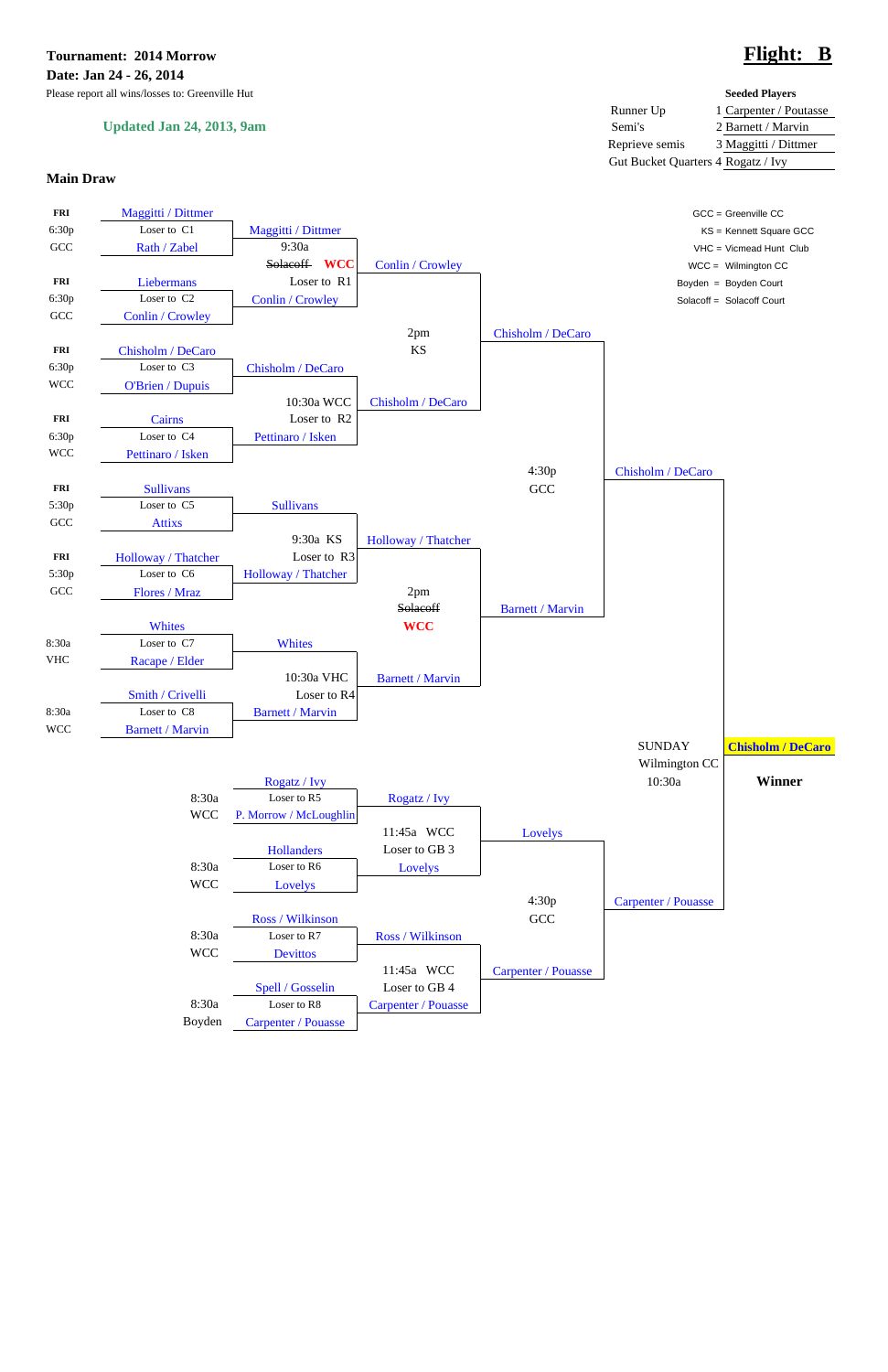**Tournament: 2014 Morrow**

**Date: Jan 24 - 26, 2014**

Please report all wins/losses to: Greenville Hut

# Flight: B

**Updated Jan 24, 2013, 9am**

**Seeded Players**

| | | |
|---|---|---|
| Runner Up | 1 | Carpenter / Poutasse |
| Semi's | 2 | Barnett / Marvin |
| Reprieve semis | 3 | Maggitti / Dittmer |
| Gut Bucket Quarters | 4 | Rogatz / Ivy |

GCC = Greenville CC
KS = Kennett Square GCC
VHC = Vicmead Hunt Club
WCC = Wilmington CC
Boyden = Boyden Court
Solacoff = Solacoff Court

## Main Draw

### First Round

| Day / Time / Location | Match | Loser to |
|---|---|---|
| FRI 6:30p GCC | Maggitti / Dittmer vs Rath / Zabel | C1 |
| FRI 6:30p GCC | Liebermans vs Conlin / Crowley | C2 |
| FRI 6:30p WCC | Chisholm / DeCaro vs O'Brien / Dupuis | C3 |
| FRI 6:30p WCC | Cairns vs Pettinaro / Isken | C4 |
| FRI 5:30p GCC | Sullivans vs Attix | C5 |
| FRI 5:30p GCC | Holloway / Thatcher vs Flores / Mraz | C6 |
| 8:30a VHC | Whites vs Racape / Elder | C7 |
| 8:30a WCC | Smith / Crivelli vs Barnett / Marvin | C8 |

### Second Round

| Time / Location | Match | Loser to | Winner |
|---|---|---|---|
| 9:30a ~~Solacoff~~ WCC | Maggitti / Dittmer vs Conlin / Crowley | R1 | Conlin / Crowley |
| 10:30a WCC | Chisholm / DeCaro vs Pettinaro / Isken | R2 | Chisholm / DeCaro |
| 9:30a KS | Sullivans vs Holloway / Thatcher | R3 | Holloway / Thatcher |
| 10:30a VHC | Whites vs Barnett / Marvin | R4 | Barnett / Marvin |

### Quarterfinals

| Time / Location | Match | Winner |
|---|---|---|
| 2pm KS | Conlin / Crowley vs Chisholm / DeCaro | Chisholm / DeCaro |
| 2pm ~~Solacoff~~ WCC | Holloway / Thatcher vs Barnett / Marvin | Barnett / Marvin |

### Semifinal

| Time / Location | Match | Winner |
|---|---|---|
| 4:30p GCC | Chisholm / DeCaro vs Barnett / Marvin | Chisholm / DeCaro |

### Lower Bracket

| Time / Location | Match | Loser to | Winner |
|---|---|---|---|
| 8:30a WCC | Rogatz / Ivy vs P. Morrow / McLoughlin | R5 | Rogatz / Ivy |
| 8:30a WCC | Hollanders vs Lovelys | R6 | Lovelys |
| 8:30a WCC | Ross / Wilkinson vs Devittos | R7 | Ross / Wilkinson |
| 8:30a Boyden | Spell / Gosselin vs Carpenter / Pouasse | R8 | Carpenter / Pouasse |

| Time / Location | Match | Loser to | Winner |
|---|---|---|---|
| 11:45a WCC | Rogatz / Ivy vs Lovelys | GB 3 | Lovelys |
| 11:45a WCC | Ross / Wilkinson vs Carpenter / Pouasse | GB 4 | Carpenter / Pouasse |

| Time / Location | Match | Winner |
|---|---|---|
| 4:30p GCC | Lovelys vs Carpenter / Pouasse | Carpenter / Pouasse |

### Final

SUNDAY Wilmington CC 10:30a

Chisholm / DeCaro vs Carpenter / Pouasse

**Winner: Chisholm / DeCaro**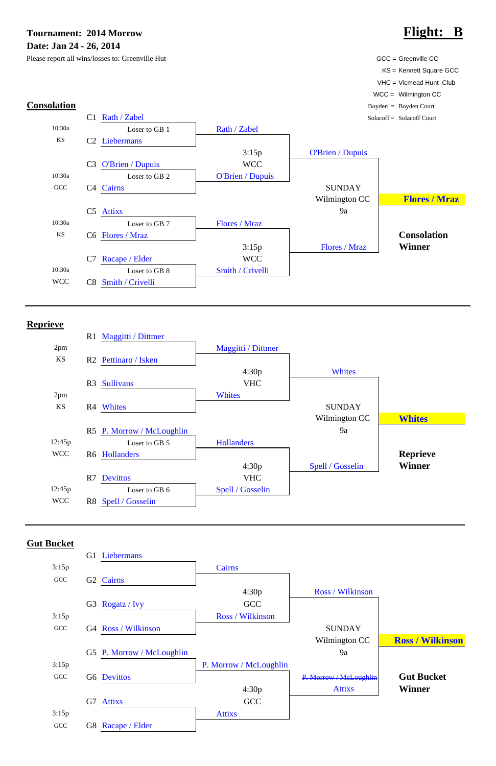**Tournament: 2014 Morrow**

**Date: Jan 24 - 26, 2014**

Please report all wins/losses to: Greenville Hut

# Flight: B

GCC = Greenville CC
KS = Kennett Square GCC
VHC = Vicmead Hunt Club
WCC = Wilmington CC
Boyden = Boyden Court
Solacoff = Solacoff Court

## Consolation

| Time / Site | Slot | Team | Round 2 | Round 2 Time / Site | Semifinal Winner | Final | Winner |
|---|---|---|---|---|---|---|---|
| 10:30a KS | C1 | Rath / Zabel | Rath / Zabel | 3:15p WCC | O'Brien / Dupuis | SUNDAY Wilmington CC 9a | **Flores / Mraz** |
| | | Loser to GB 1 | | | | | |
| | C2 | Liebermans | | | | | |
| 10:30a GCC | C3 | O'Brien / Dupuis | O'Brien / Dupuis | | | | |
| | | Loser to GB 2 | | | | | |
| | C4 | Cairns | | | | | |
| 10:30a KS | C5 | Attixs | Flores / Mraz | 3:15p WCC | Flores / Mraz | | |
| | | Loser to GB 7 | | | | | |
| | C6 | Flores / Mraz | | | | | |
| 10:30a WCC | C7 | Racape / Elder | Smith / Crivelli | | | | |
| | | Loser to GB 8 | | | | | |
| | C8 | Smith / Crivelli | | | | | |

**Consolation Winner**

## Reprieve

| Time / Site | Slot | Team | Round 2 | Round 2 Time / Site | Semifinal Winner | Final | Winner |
|---|---|---|---|---|---|---|---|
| 2pm KS | R1 | Maggitti / Dittmer | Maggitti / Dittmer | 4:30p VHC | Whites | SUNDAY Wilmington CC 9a | **Whites** |
| | R2 | Pettinaro / Isken | | | | | |
| 2pm KS | R3 | Sullivans | Whites | | | | |
| | R4 | Whites | | | | | |
| 12:45p WCC | R5 | P. Morrow / McLoughlin | Hollanders | 4:30p VHC | Spell / Gosselin | | |
| | | Loser to GB 5 | | | | | |
| | R6 | Hollanders | | | | | |
| 12:45p WCC | R7 | Devittos | Spell / Gosselin | | | | |
| | | Loser to GB 6 | | | | | |
| | R8 | Spell / Gosselin | | | | | |

**Reprieve Winner**

## Gut Bucket

| Time / Site | Slot | Team | Round 2 | Round 2 Time / Site | Semifinal Winner | Final | Winner |
|---|---|---|---|---|---|---|---|
| 3:15p GCC | G1 | Liebermans | Cairns | 4:30p GCC | Ross / Wilkinson | SUNDAY Wilmington CC 9a | **Ross / Wilkinson** |
| | G2 | Cairns | | | | | |
| 3:15p GCC | G3 | Rogatz / Ivy | Ross / Wilkinson | | | | |
| | G4 | Ross / Wilkinson | | | | | |
| 3:15p GCC | G5 | P. Morrow / McLoughlin | P. Morrow / McLoughlin | 4:30p GCC | ~~P. Morrow / McLoughlin~~ Attixs | | |
| | G6 | Devittos | | | | | |
| 3:15p GCC | G7 | Attixs | Attixs | | | | |
| | G8 | Racape / Elder | | | | | |

**Gut Bucket Winner**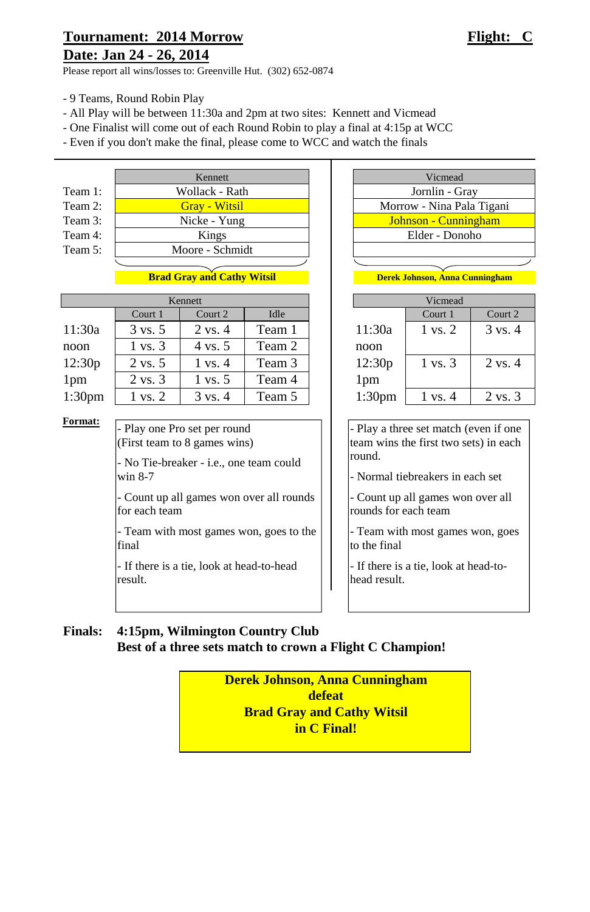**Tournament: 2014 Morrow** **Flight: C**

**Date: Jan 24 - 26, 2014**

Please report all wins/losses to: Greenville Hut. (302) 652-0874

- 9 Teams, Round Robin Play
- All Play will be between 11:30a and 2pm at two sites: Kennett and Vicmead
- One Finalist will come out of each Round Robin to play a final at 4:15p at WCC
- Even if you don't make the final, please come to WCC and watch the finals

| | Kennett | Vicmead |
|---|---|---|
| Team 1: | Wollack - Rath | Jornlin - Gray |
| Team 2: | Gray - Witsil | Morrow - Nina Pala Tigani |
| Team 3: | Nicke - Yung | Johnson - Cunningham |
| Team 4: | Kings | Elder - Donoho |
| Team 5: | Moore - Schmidt | |
| | **Brad Gray and Cathy Witsil** | **Derek Johnson, Anna Cunningham** |

**Kennett**

| | Court 1 | Court 2 | Idle |
|---|---|---|---|
| 11:30a | 3 vs. 5 | 2 vs. 4 | Team 1 |
| noon | 1 vs. 3 | 4 vs. 5 | Team 2 |
| 12:30p | 2 vs. 5 | 1 vs. 4 | Team 3 |
| 1pm | 2 vs. 3 | 1 vs. 5 | Team 4 |
| 1:30pm | 1 vs. 2 | 3 vs. 4 | Team 5 |

**Vicmead**

| | Court 1 | Court 2 |
|---|---|---|
| 11:30a noon | 1 vs. 2 | 3 vs. 4 |
| 12:30p 1pm | 1 vs. 3 | 2 vs. 4 |
| 1:30pm | 1 vs. 4 | 2 vs. 3 |

**Format:**

Kennett:

- Play one Pro set per round (First team to 8 games wins)
- No Tie-breaker - i.e., one team could win 8-7
- Count up all games won over all rounds for each team
- Team with most games won, goes to the final
- If there is a tie, look at head-to-head result.

Vicmead:

- Play a three set match (even if one team wins the first two sets) in each round.
- Normal tiebreakers in each set
- Count up all games won over all rounds for each team
- Team with most games won, goes to the final
- If there is a tie, look at head-to-head result.

**Finals:** **4:15pm, Wilmington Country Club**
**Best of a three sets match to crown a Flight C Champion!**

**Derek Johnson, Anna Cunningham**
**defeat**
**Brad Gray and Cathy Witsil**
**in C Final!**